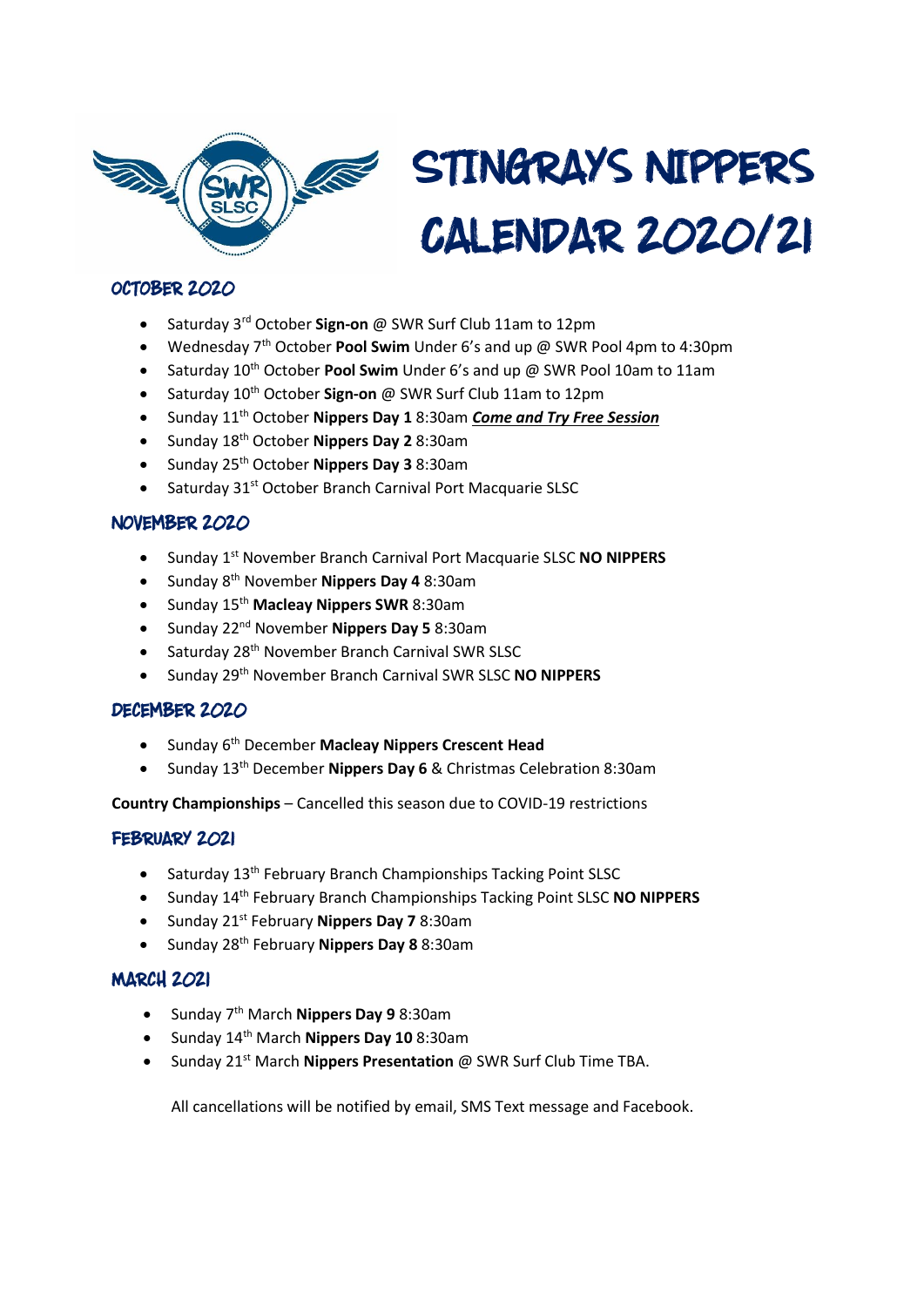# STINGRAYS NIPPERS CALENDAR 2020/21

## OCTOBER 2020

- Saturday 3rd October **Sign-on** @ SWR Surf Club 11am to 12pm
- Wednesday 7th October **Pool Swim** Under 6's and up @ SWR Pool 4pm to 4:30pm
- Saturday 10th October **Pool Swim** Under 6's and up @ SWR Pool 10am to 11am
- Saturday 10th October **Sign-on** @ SWR Surf Club 11am to 12pm
- Sunday 11th October **Nippers Day 1** 8:30am ***Come and Try Free Session***
- Sunday 18th October **Nippers Day 2** 8:30am
- Sunday 25th October **Nippers Day 3** 8:30am
- Saturday 31st October Branch Carnival Port Macquarie SLSC

## NOVEMBER 2020

- Sunday 1st November Branch Carnival Port Macquarie SLSC **NO NIPPERS**
- Sunday 8th November **Nippers Day 4** 8:30am
- Sunday 15th **Macleay Nippers SWR** 8:30am
- Sunday 22nd November **Nippers Day 5** 8:30am
- Saturday 28th November Branch Carnival SWR SLSC
- Sunday 29th November Branch Carnival SWR SLSC **NO NIPPERS**

## DECEMBER 2020

- Sunday 6th December **Macleay Nippers Crescent Head**
- Sunday 13th December **Nippers Day 6** & Christmas Celebration 8:30am

**Country Championships** – Cancelled this season due to COVID-19 restrictions

## FEBRUARY 2021

- Saturday 13th February Branch Championships Tacking Point SLSC
- Sunday 14th February Branch Championships Tacking Point SLSC **NO NIPPERS**
- Sunday 21st February **Nippers Day 7** 8:30am
- Sunday 28th February **Nippers Day 8** 8:30am

## MARCH 2021

- Sunday 7th March **Nippers Day 9** 8:30am
- Sunday 14th March **Nippers Day 10** 8:30am
- Sunday 21st March **Nippers Presentation** @ SWR Surf Club Time TBA.

All cancellations will be notified by email, SMS Text message and Facebook.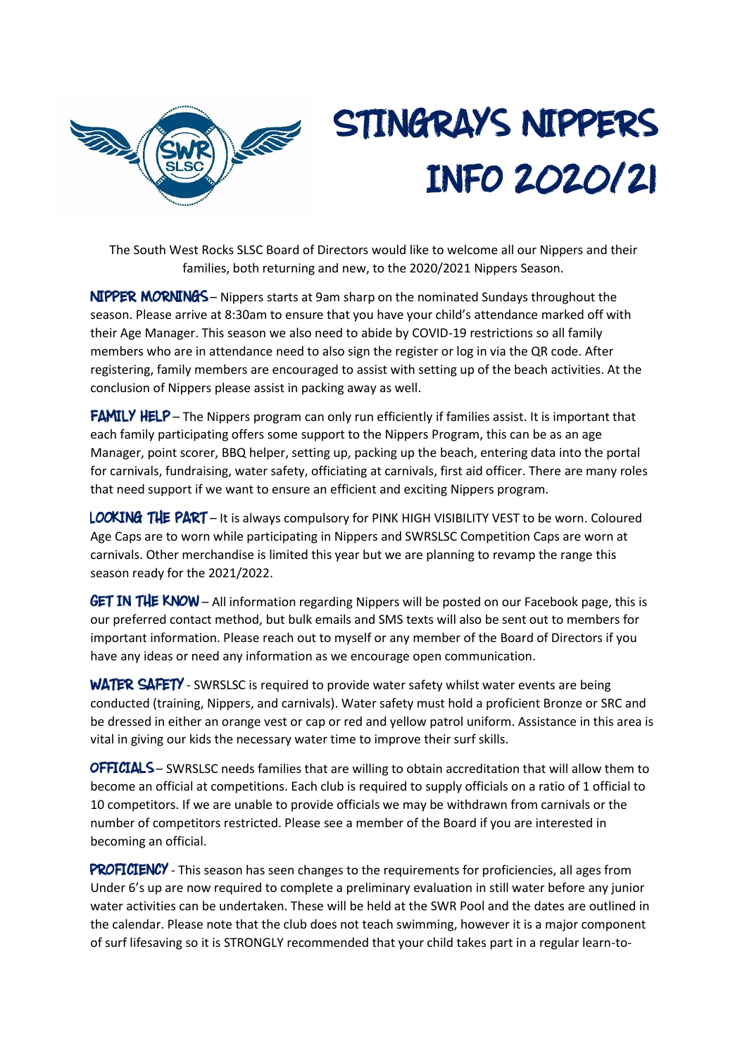# STINGRAYS NIPPERS INFO 2020/21

The South West Rocks SLSC Board of Directors would like to welcome all our Nippers and their families, both returning and new, to the 2020/2021 Nippers Season.

**NIPPER MORNINGS** – Nippers starts at 9am sharp on the nominated Sundays throughout the season. Please arrive at 8:30am to ensure that you have your child's attendance marked off with their Age Manager. This season we also need to abide by COVID-19 restrictions so all family members who are in attendance need to also sign the register or log in via the QR code. After registering, family members are encouraged to assist with setting up of the beach activities. At the conclusion of Nippers please assist in packing away as well.

**FAMILY HELP** – The Nippers program can only run efficiently if families assist. It is important that each family participating offers some support to the Nippers Program, this can be as an age Manager, point scorer, BBQ helper, setting up, packing up the beach, entering data into the portal for carnivals, fundraising, water safety, officiating at carnivals, first aid officer. There are many roles that need support if we want to ensure an efficient and exciting Nippers program.

**LOOKING THE PART** – It is always compulsory for PINK HIGH VISIBILITY VEST to be worn. Coloured Age Caps are to worn while participating in Nippers and SWRSLSC Competition Caps are worn at carnivals. Other merchandise is limited this year but we are planning to revamp the range this season ready for the 2021/2022.

**GET IN THE KNOW** – All information regarding Nippers will be posted on our Facebook page, this is our preferred contact method, but bulk emails and SMS texts will also be sent out to members for important information. Please reach out to myself or any member of the Board of Directors if you have any ideas or need any information as we encourage open communication.

**WATER SAFETY** - SWRSLSC is required to provide water safety whilst water events are being conducted (training, Nippers, and carnivals). Water safety must hold a proficient Bronze or SRC and be dressed in either an orange vest or cap or red and yellow patrol uniform. Assistance in this area is vital in giving our kids the necessary water time to improve their surf skills.

**OFFICIALS** – SWRSLSC needs families that are willing to obtain accreditation that will allow them to become an official at competitions. Each club is required to supply officials on a ratio of 1 official to 10 competitors. If we are unable to provide officials we may be withdrawn from carnivals or the number of competitors restricted. Please see a member of the Board if you are interested in becoming an official.

**PROFICIENCY** - This season has seen changes to the requirements for proficiencies, all ages from Under 6's up are now required to complete a preliminary evaluation in still water before any junior water activities can be undertaken. These will be held at the SWR Pool and the dates are outlined in the calendar. Please note that the club does not teach swimming, however it is a major component of surf lifesaving so it is STRONGLY recommended that your child takes part in a regular learn-to-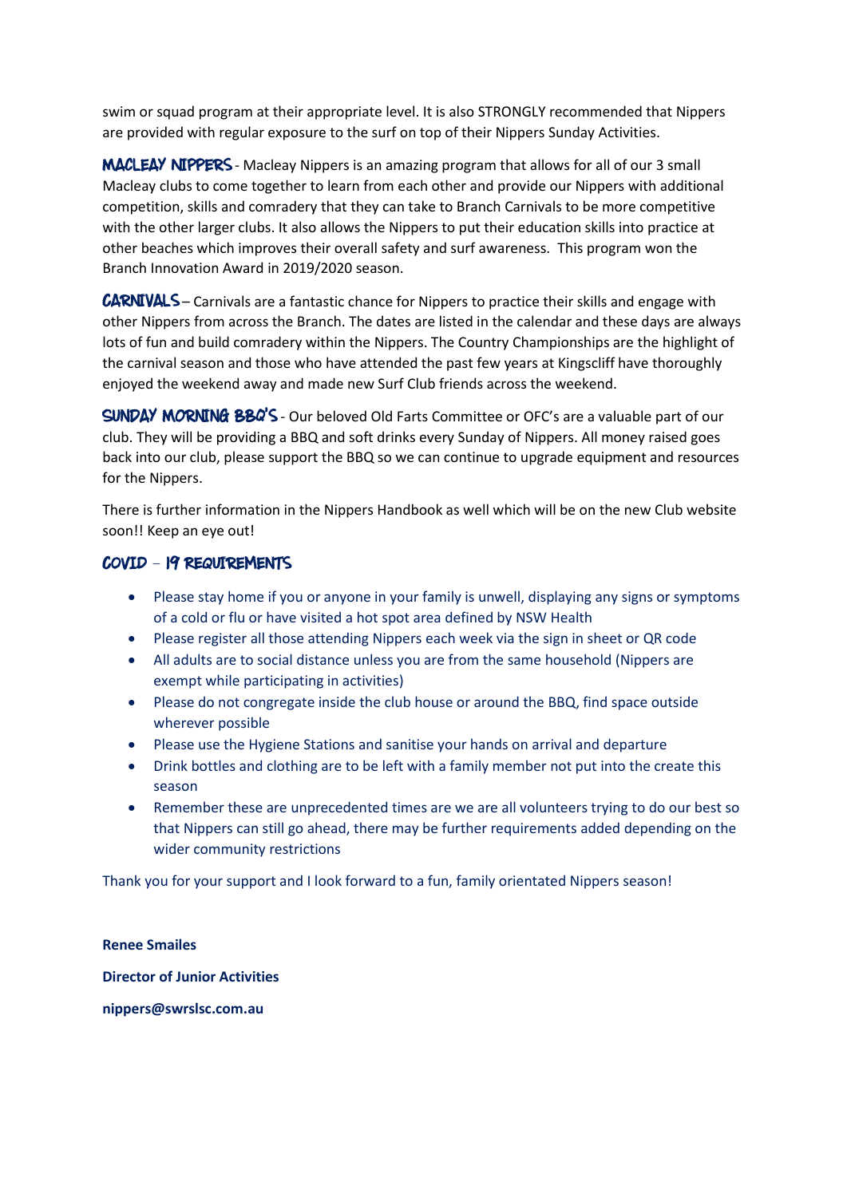swim or squad program at their appropriate level. It is also STRONGLY recommended that Nippers are provided with regular exposure to the surf on top of their Nippers Sunday Activities.

**MACLEAY NIPPERS** - Macleay Nippers is an amazing program that allows for all of our 3 small Macleay clubs to come together to learn from each other and provide our Nippers with additional competition, skills and comradery that they can take to Branch Carnivals to be more competitive with the other larger clubs. It also allows the Nippers to put their education skills into practice at other beaches which improves their overall safety and surf awareness. This program won the Branch Innovation Award in 2019/2020 season.

**CARNIVALS** – Carnivals are a fantastic chance for Nippers to practice their skills and engage with other Nippers from across the Branch. The dates are listed in the calendar and these days are always lots of fun and build comradery within the Nippers. The Country Championships are the highlight of the carnival season and those who have attended the past few years at Kingscliff have thoroughly enjoyed the weekend away and made new Surf Club friends across the weekend.

**SUNDAY MORNING BBQ'S** - Our beloved Old Farts Committee or OFC's are a valuable part of our club. They will be providing a BBQ and soft drinks every Sunday of Nippers. All money raised goes back into our club, please support the BBQ so we can continue to upgrade equipment and resources for the Nippers.

There is further information in the Nippers Handbook as well which will be on the new Club website soon!! Keep an eye out!

## COVID – 19 REQUIREMENTS

- Please stay home if you or anyone in your family is unwell, displaying any signs or symptoms of a cold or flu or have visited a hot spot area defined by NSW Health
- Please register all those attending Nippers each week via the sign in sheet or QR code
- All adults are to social distance unless you are from the same household (Nippers are exempt while participating in activities)
- Please do not congregate inside the club house or around the BBQ, find space outside wherever possible
- Please use the Hygiene Stations and sanitise your hands on arrival and departure
- Drink bottles and clothing are to be left with a family member not put into the create this season
- Remember these are unprecedented times are we are all volunteers trying to do our best so that Nippers can still go ahead, there may be further requirements added depending on the wider community restrictions

Thank you for your support and I look forward to a fun, family orientated Nippers season!

**Renee Smailes**

**Director of Junior Activities**

**nippers@swrslsc.com.au**